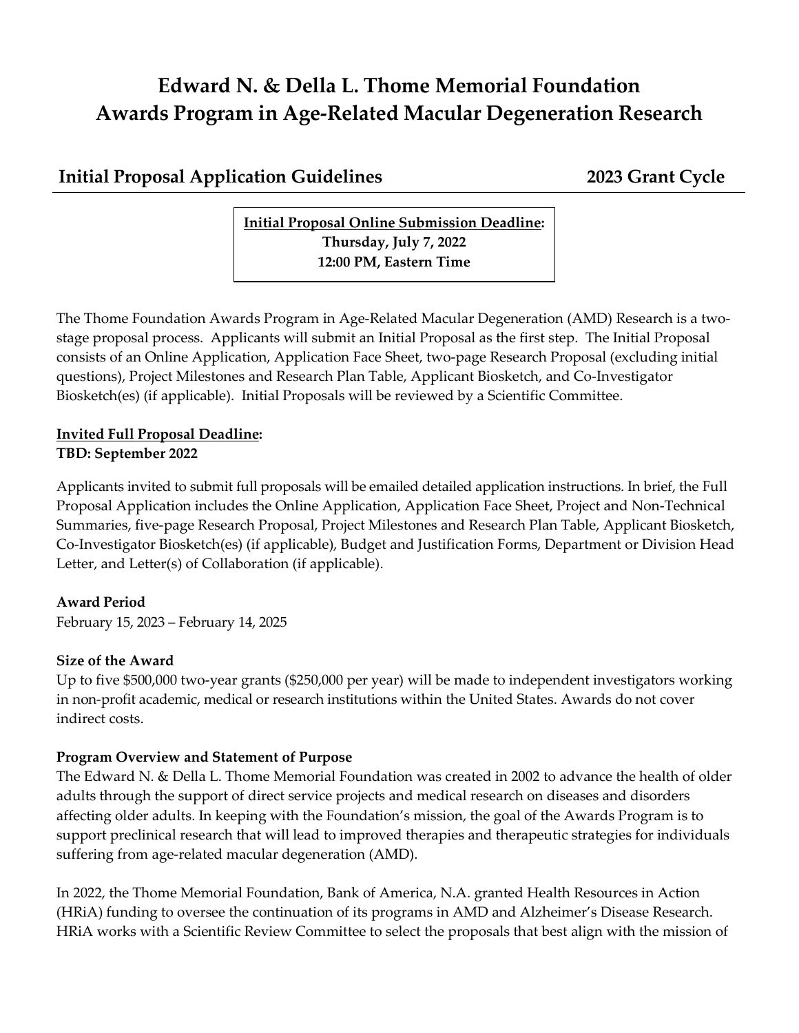# Edward N. & Della L. Thome Memorial Foundation
# Awards Program in Age-Related Macular Degeneration Research

## Initial Proposal Application Guidelines — 2023 Grant Cycle

**<u>Initial Proposal Online Submission Deadline</u>:**
**Thursday, July 7, 2022**
**12:00 PM, Eastern Time**

The Thome Foundation Awards Program in Age-Related Macular Degeneration (AMD) Research is a two-stage proposal process. Applicants will submit an Initial Proposal as the first step. The Initial Proposal consists of an Online Application, Application Face Sheet, two-page Research Proposal (excluding initial questions), Project Milestones and Research Plan Table, Applicant Biosketch, and Co-Investigator Biosketch(es) (if applicable). Initial Proposals will be reviewed by a Scientific Committee.

**<u>Invited Full Proposal Deadline</u>:**
**TBD: September 2022**

Applicants invited to submit full proposals will be emailed detailed application instructions. In brief, the Full Proposal Application includes the Online Application, Application Face Sheet, Project and Non-Technical Summaries, five-page Research Proposal, Project Milestones and Research Plan Table, Applicant Biosketch, Co-Investigator Biosketch(es) (if applicable), Budget and Justification Forms, Department or Division Head Letter, and Letter(s) of Collaboration (if applicable).

**Award Period**

February 15, 2023 – February 14, 2025

**Size of the Award**

Up to five $500,000 two-year grants ($250,000 per year) will be made to independent investigators working in non-profit academic, medical or research institutions within the United States. Awards do not cover indirect costs.

**Program Overview and Statement of Purpose**

The Edward N. & Della L. Thome Memorial Foundation was created in 2002 to advance the health of older adults through the support of direct service projects and medical research on diseases and disorders affecting older adults. In keeping with the Foundation's mission, the goal of the Awards Program is to support preclinical research that will lead to improved therapies and therapeutic strategies for individuals suffering from age-related macular degeneration (AMD).

In 2022, the Thome Memorial Foundation, Bank of America, N.A. granted Health Resources in Action (HRiA) funding to oversee the continuation of its programs in AMD and Alzheimer's Disease Research. HRiA works with a Scientific Review Committee to select the proposals that best align with the mission of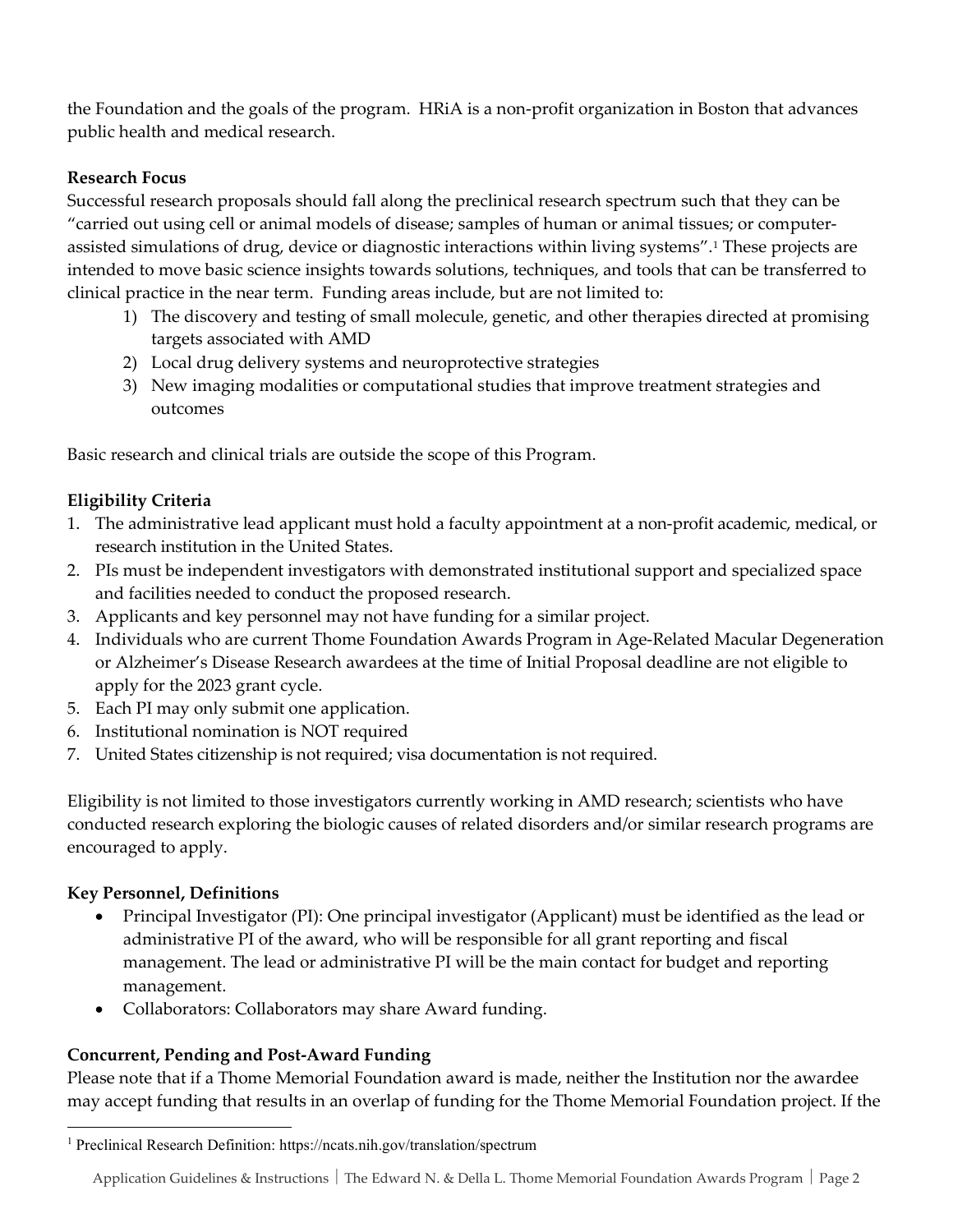the Foundation and the goals of the program. HRiA is a non-profit organization in Boston that advances public health and medical research.

**Research Focus**

Successful research proposals should fall along the preclinical research spectrum such that they can be "carried out using cell or animal models of disease; samples of human or animal tissues; or computer-assisted simulations of drug, device or diagnostic interactions within living systems".[1] These projects are intended to move basic science insights towards solutions, techniques, and tools that can be transferred to clinical practice in the near term. Funding areas include, but are not limited to:

1) The discovery and testing of small molecule, genetic, and other therapies directed at promising targets associated with AMD
2) Local drug delivery systems and neuroprotective strategies
3) New imaging modalities or computational studies that improve treatment strategies and outcomes

Basic research and clinical trials are outside the scope of this Program.

**Eligibility Criteria**

1. The administrative lead applicant must hold a faculty appointment at a non-profit academic, medical, or research institution in the United States.
2. PIs must be independent investigators with demonstrated institutional support and specialized space and facilities needed to conduct the proposed research.
3. Applicants and key personnel may not have funding for a similar project.
4. Individuals who are current Thome Foundation Awards Program in Age-Related Macular Degeneration or Alzheimer's Disease Research awardees at the time of Initial Proposal deadline are not eligible to apply for the 2023 grant cycle.
5. Each PI may only submit one application.
6. Institutional nomination is NOT required
7. United States citizenship is not required; visa documentation is not required.

Eligibility is not limited to those investigators currently working in AMD research; scientists who have conducted research exploring the biologic causes of related disorders and/or similar research programs are encouraged to apply.

**Key Personnel, Definitions**

- Principal Investigator (PI): One principal investigator (Applicant) must be identified as the lead or administrative PI of the award, who will be responsible for all grant reporting and fiscal management. The lead or administrative PI will be the main contact for budget and reporting management.
- Collaborators: Collaborators may share Award funding.

**Concurrent, Pending and Post-Award Funding**

Please note that if a Thome Memorial Foundation award is made, neither the Institution nor the awardee may accept funding that results in an overlap of funding for the Thome Memorial Foundation project. If the

[1] Preclinical Research Definition: https://ncats.nih.gov/translation/spectrum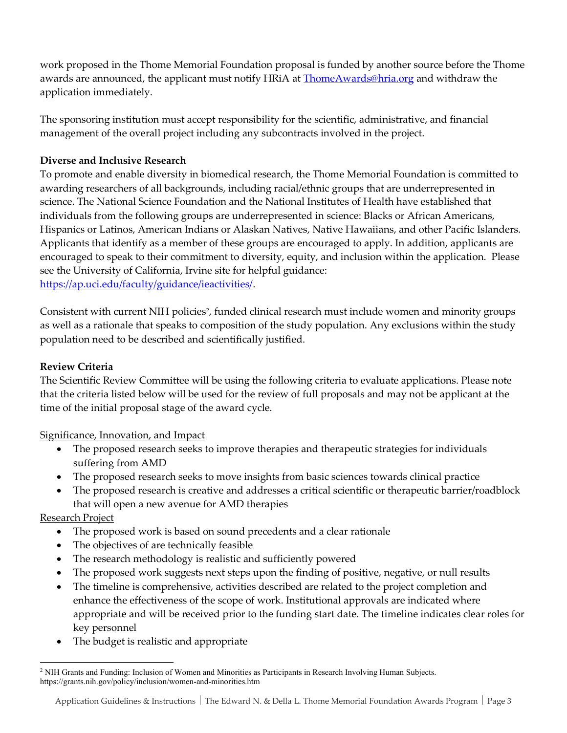work proposed in the Thome Memorial Foundation proposal is funded by another source before the Thome awards are announced, the applicant must notify HRiA at [ThomeAwards@hria.org](mailto:ThomeAwards@hria.org) and withdraw the application immediately.

The sponsoring institution must accept responsibility for the scientific, administrative, and financial management of the overall project including any subcontracts involved in the project.

**Diverse and Inclusive Research**

To promote and enable diversity in biomedical research, the Thome Memorial Foundation is committed to awarding researchers of all backgrounds, including racial/ethnic groups that are underrepresented in science. The National Science Foundation and the National Institutes of Health have established that individuals from the following groups are underrepresented in science: Blacks or African Americans, Hispanics or Latinos, American Indians or Alaskan Natives, Native Hawaiians, and other Pacific Islanders. Applicants that identify as a member of these groups are encouraged to apply. In addition, applicants are encouraged to speak to their commitment to diversity, equity, and inclusion within the application. Please see the University of California, Irvine site for helpful guidance: [https://ap.uci.edu/faculty/guidance/ieactivities/](https://ap.uci.edu/faculty/guidance/ieactivities/).

Consistent with current NIH policies[2], funded clinical research must include women and minority groups as well as a rationale that speaks to composition of the study population. Any exclusions within the study population need to be described and scientifically justified.

**Review Criteria**

The Scientific Review Committee will be using the following criteria to evaluate applications. Please note that the criteria listed below will be used for the review of full proposals and may not be applicant at the time of the initial proposal stage of the award cycle.

<u>Significance, Innovation, and Impact</u>

- The proposed research seeks to improve therapies and therapeutic strategies for individuals suffering from AMD
- The proposed research seeks to move insights from basic sciences towards clinical practice
- The proposed research is creative and addresses a critical scientific or therapeutic barrier/roadblock that will open a new avenue for AMD therapies

<u>Research Project</u>

- The proposed work is based on sound precedents and a clear rationale
- The objectives of are technically feasible
- The research methodology is realistic and sufficiently powered
- The proposed work suggests next steps upon the finding of positive, negative, or null results
- The timeline is comprehensive, activities described are related to the project completion and enhance the effectiveness of the scope of work. Institutional approvals are indicated where appropriate and will be received prior to the funding start date. The timeline indicates clear roles for key personnel
- The budget is realistic and appropriate

---

[2] NIH Grants and Funding: Inclusion of Women and Minorities as Participants in Research Involving Human Subjects. https://grants.nih.gov/policy/inclusion/women-and-minorities.htm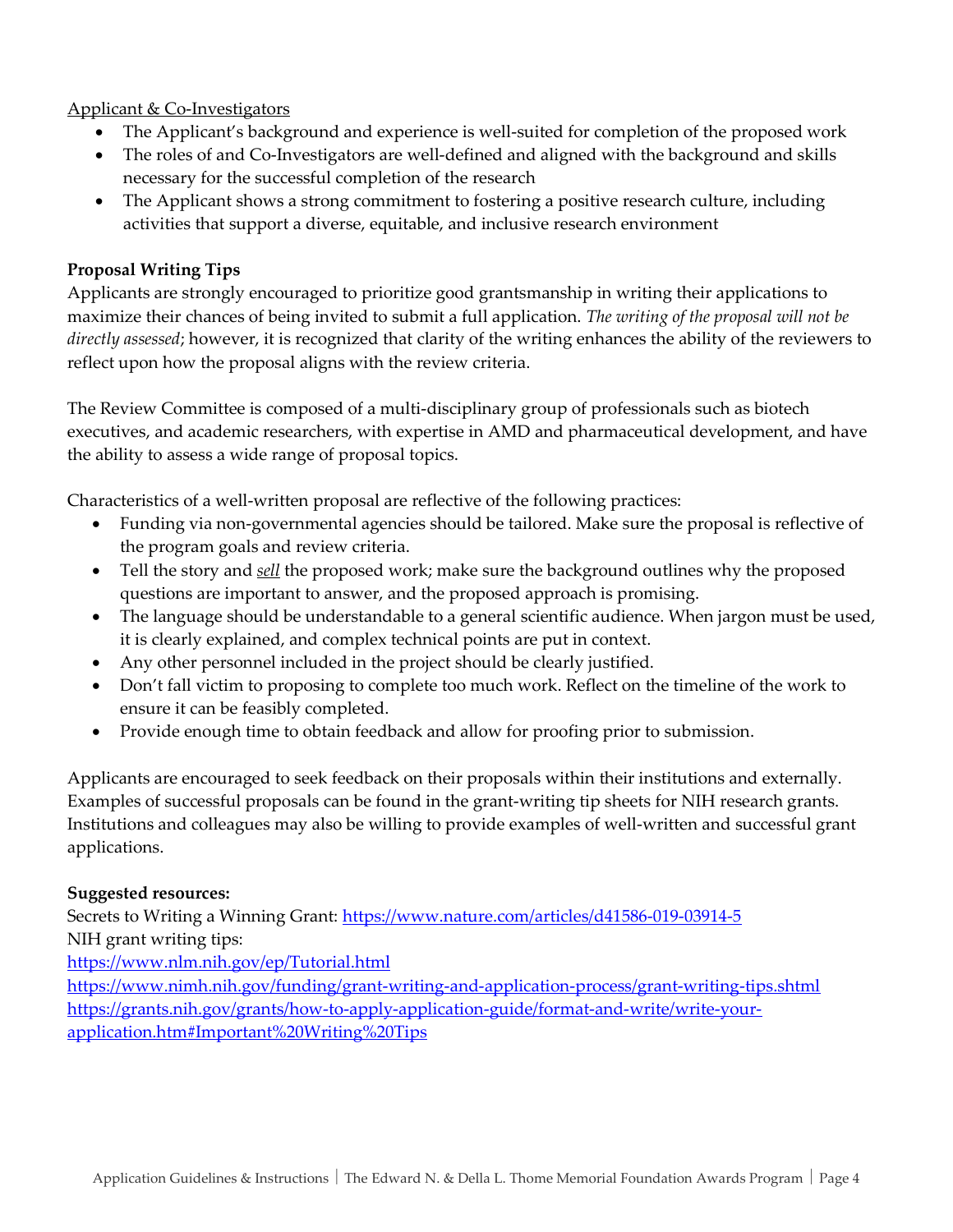Applicant & Co-Investigators

- The Applicant's background and experience is well-suited for completion of the proposed work
- The roles of and Co-Investigators are well-defined and aligned with the background and skills necessary for the successful completion of the research
- The Applicant shows a strong commitment to fostering a positive research culture, including activities that support a diverse, equitable, and inclusive research environment

**Proposal Writing Tips**

Applicants are strongly encouraged to prioritize good grantsmanship in writing their applications to maximize their chances of being invited to submit a full application. *The writing of the proposal will not be directly assessed*; however, it is recognized that clarity of the writing enhances the ability of the reviewers to reflect upon how the proposal aligns with the review criteria.

The Review Committee is composed of a multi-disciplinary group of professionals such as biotech executives, and academic researchers, with expertise in AMD and pharmaceutical development, and have the ability to assess a wide range of proposal topics.

Characteristics of a well-written proposal are reflective of the following practices:

- Funding via non-governmental agencies should be tailored. Make sure the proposal is reflective of the program goals and review criteria.
- Tell the story and ***sell*** the proposed work; make sure the background outlines why the proposed questions are important to answer, and the proposed approach is promising.
- The language should be understandable to a general scientific audience. When jargon must be used, it is clearly explained, and complex technical points are put in context.
- Any other personnel included in the project should be clearly justified.
- Don't fall victim to proposing to complete too much work. Reflect on the timeline of the work to ensure it can be feasibly completed.
- Provide enough time to obtain feedback and allow for proofing prior to submission.

Applicants are encouraged to seek feedback on their proposals within their institutions and externally. Examples of successful proposals can be found in the grant-writing tip sheets for NIH research grants. Institutions and colleagues may also be willing to provide examples of well-written and successful grant applications.

**Suggested resources:**

Secrets to Writing a Winning Grant: https://www.nature.com/articles/d41586-019-03914-5
NIH grant writing tips:
https://www.nlm.nih.gov/ep/Tutorial.html
https://www.nimh.nih.gov/funding/grant-writing-and-application-process/grant-writing-tips.shtml
https://grants.nih.gov/grants/how-to-apply-application-guide/format-and-write/write-your-application.htm#Important%20Writing%20Tips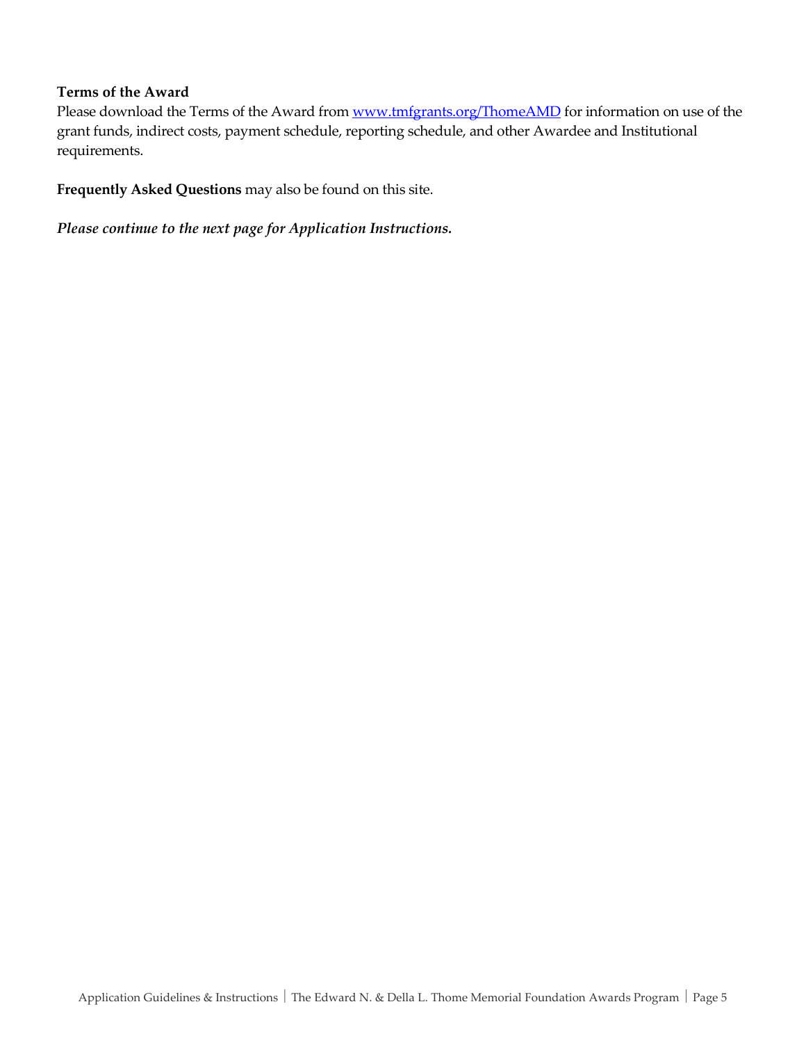### Terms of the Award

Please download the Terms of the Award from [www.tmfgrants.org/ThomeAMD](http://www.tmfgrants.org/ThomeAMD) for information on use of the grant funds, indirect costs, payment schedule, reporting schedule, and other Awardee and Institutional requirements.

**Frequently Asked Questions** may also be found on this site.

***Please continue to the next page for Application Instructions.***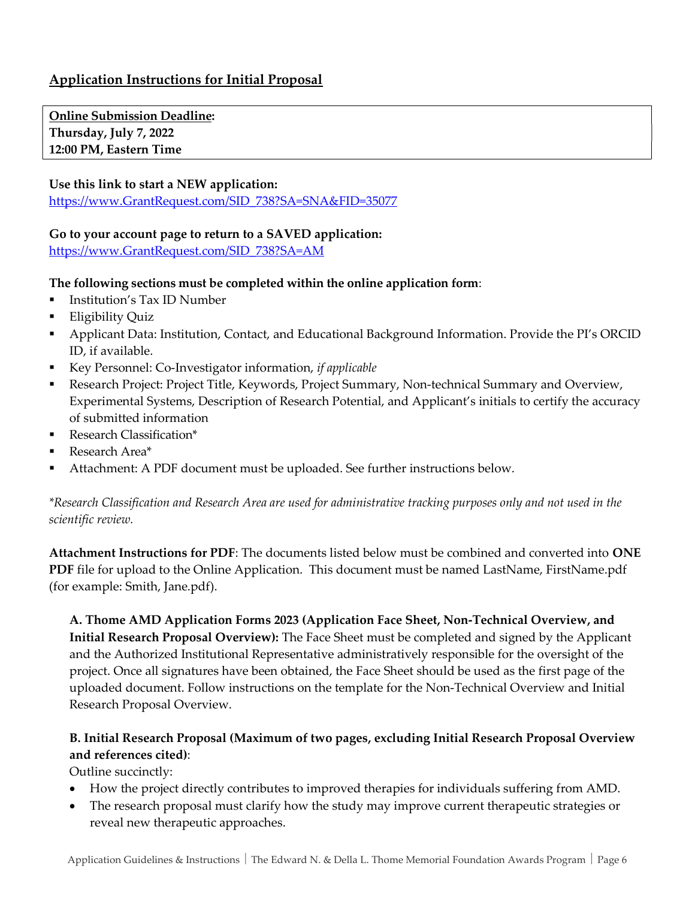## Application Instructions for Initial Proposal

**Online Submission Deadline:**
**Thursday, July 7, 2022**
**12:00 PM, Eastern Time**

**Use this link to start a NEW application:**
https://www.GrantRequest.com/SID_738?SA=SNA&FID=35077

**Go to your account page to return to a SAVED application:**
https://www.GrantRequest.com/SID_738?SA=AM

**The following sections must be completed within the online application form**:

- Institution's Tax ID Number
- Eligibility Quiz
- Applicant Data: Institution, Contact, and Educational Background Information. Provide the PI's ORCID ID, if available.
- Key Personnel: Co-Investigator information, *if applicable*
- Research Project: Project Title, Keywords, Project Summary, Non-technical Summary and Overview, Experimental Systems, Description of Research Potential, and Applicant's initials to certify the accuracy of submitted information
- Research Classification*
- Research Area*
- Attachment: A PDF document must be uploaded. See further instructions below.

*\*Research Classification and Research Area are used for administrative tracking purposes only and not used in the scientific review.*

**Attachment Instructions for PDF**: The documents listed below must be combined and converted into **ONE** PDF file for upload to the Online Application. This document must be named LastName, FirstName.pdf (for example: Smith, Jane.pdf).

**A. Thome AMD Application Forms 2023 (Application Face Sheet, Non-Technical Overview, and Initial Research Proposal Overview):** The Face Sheet must be completed and signed by the Applicant and the Authorized Institutional Representative administratively responsible for the oversight of the project. Once all signatures have been obtained, the Face Sheet should be used as the first page of the uploaded document. Follow instructions on the template for the Non-Technical Overview and Initial Research Proposal Overview.

**B. Initial Research Proposal (Maximum of two pages, excluding Initial Research Proposal Overview and references cited)**:

Outline succinctly:

- How the project directly contributes to improved therapies for individuals suffering from AMD.
- The research proposal must clarify how the study may improve current therapeutic strategies or reveal new therapeutic approaches.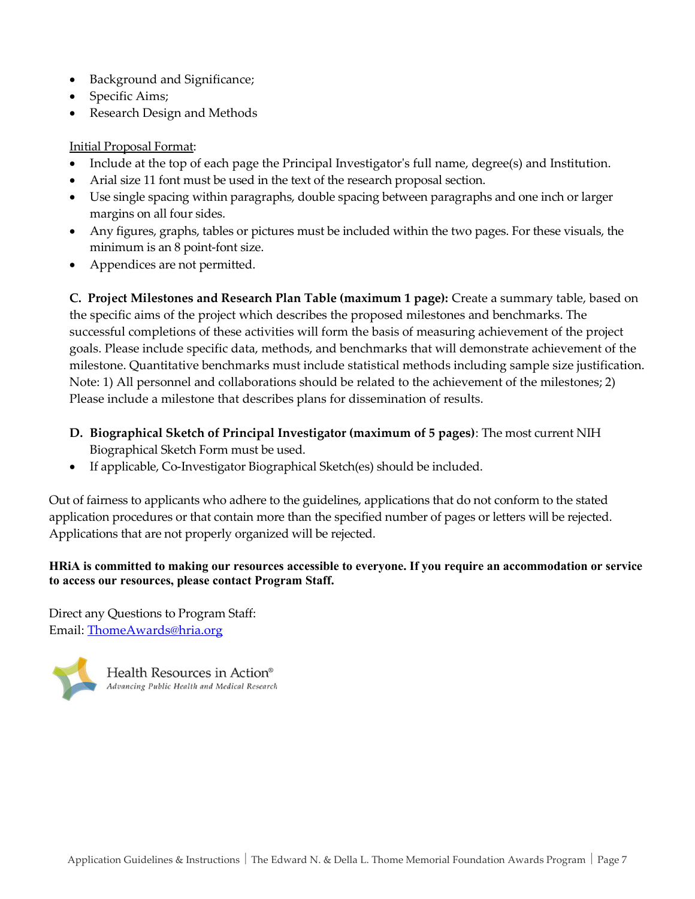- Background and Significance;
- Specific Aims;
- Research Design and Methods

Initial Proposal Format:

- Include at the top of each page the Principal Investigator's full name, degree(s) and Institution.
- Arial size 11 font must be used in the text of the research proposal section.
- Use single spacing within paragraphs, double spacing between paragraphs and one inch or larger margins on all four sides.
- Any figures, graphs, tables or pictures must be included within the two pages. For these visuals, the minimum is an 8 point-font size.
- Appendices are not permitted.

**C. Project Milestones and Research Plan Table (maximum 1 page):** Create a summary table, based on the specific aims of the project which describes the proposed milestones and benchmarks. The successful completions of these activities will form the basis of measuring achievement of the project goals. Please include specific data, methods, and benchmarks that will demonstrate achievement of the milestone. Quantitative benchmarks must include statistical methods including sample size justification. Note: 1) All personnel and collaborations should be related to the achievement of the milestones; 2) Please include a milestone that describes plans for dissemination of results.

**D. Biographical Sketch of Principal Investigator (maximum of 5 pages)**: The most current NIH Biographical Sketch Form must be used.

- If applicable, Co-Investigator Biographical Sketch(es) should be included.

Out of fairness to applicants who adhere to the guidelines, applications that do not conform to the stated application procedures or that contain more than the specified number of pages or letters will be rejected. Applications that are not properly organized will be rejected.

**HRiA is committed to making our resources accessible to everyone. If you require an accommodation or service to access our resources, please contact Program Staff.**

Direct any Questions to Program Staff:
Email: ThomeAwards@hria.org

Health Resources in Action®
*Advancing Public Health and Medical Research*